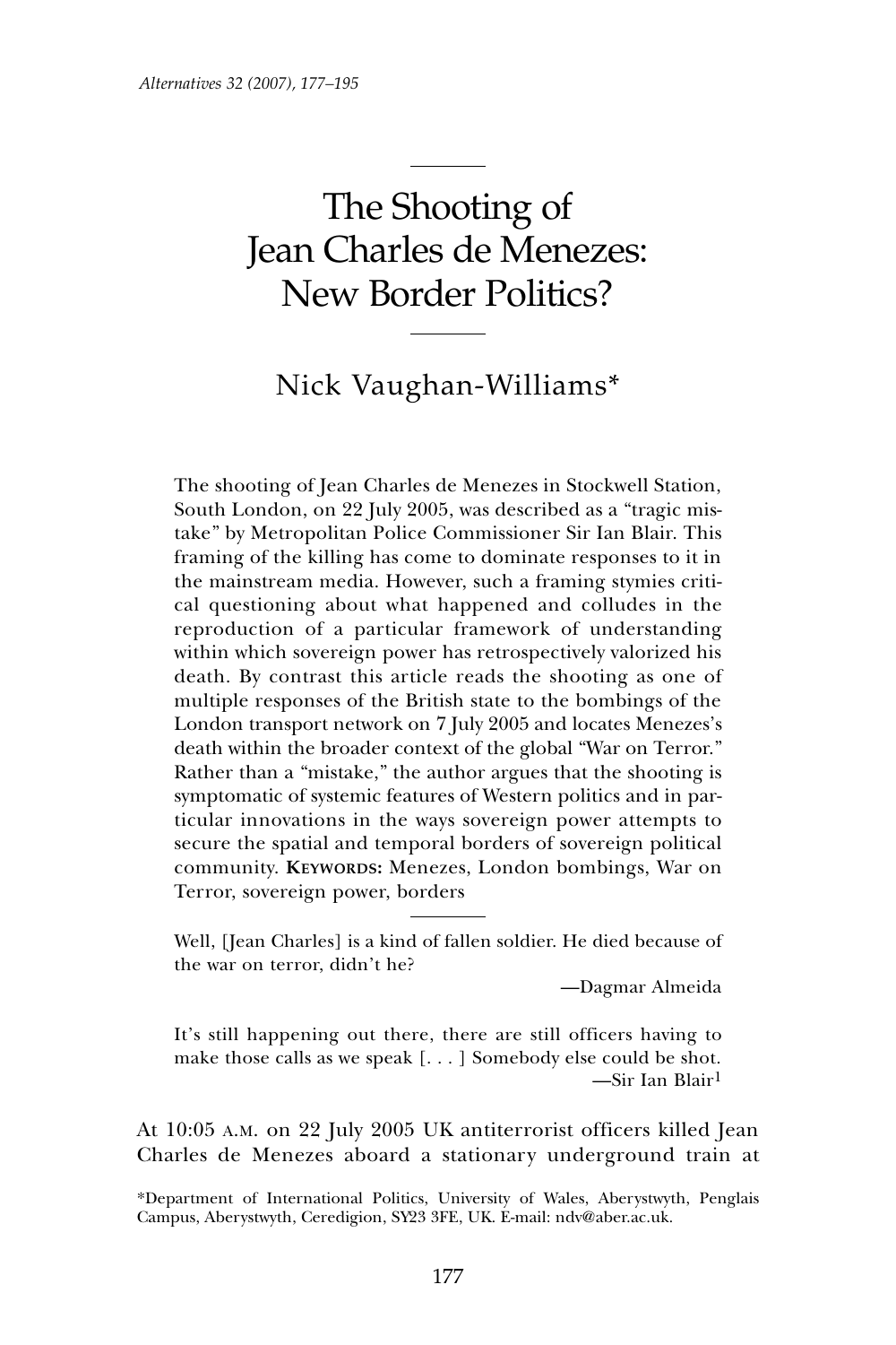# The Shooting of Jean Charles de Menezes: New Border Politics?

Nick Vaughan-Williams*

The shooting of Jean Charles de Menezes in Stockwell Station, South London, on 22 July 2005, was described as a "tragic mistake" by Metropolitan Police Commissioner Sir Ian Blair. This framing of the killing has come to dominate responses to it in the mainstream media. However, such a framing stymies critical questioning about what happened and colludes in the reproduction of a particular framework of understanding within which sovereign power has retrospectively valorized his death. By contrast this article reads the shooting as one of multiple responses of the British state to the bombings of the London transport network on 7 July 2005 and locates Menezes's death within the broader context of the global "War on Terror." Rather than a "mistake," the author argues that the shooting is symptomatic of systemic features of Western politics and in particular innovations in the ways sovereign power attempts to secure the spatial and temporal borders of sovereign political community. **Keywords:** Menezes, London bombings, War on Terror, sovereign power, borders

> Well, [Jean Charles] is a kind of fallen soldier. He died because of the war on terror, didn't he?
>
> —Dagmar Almeida

> It's still happening out there, there are still officers having to make those calls as we speak [. . . ] Somebody else could be shot.
>
> —Sir Ian Blair[1]

At 10:05 A.M. on 22 July 2005 UK antiterrorist officers killed Jean Charles de Menezes aboard a stationary underground train at

*Department of International Politics, University of Wales, Aberystwyth, Penglais Campus, Aberystwyth, Ceredigion, SY23 3FE, UK. E-mail: ndv@aber.ac.uk.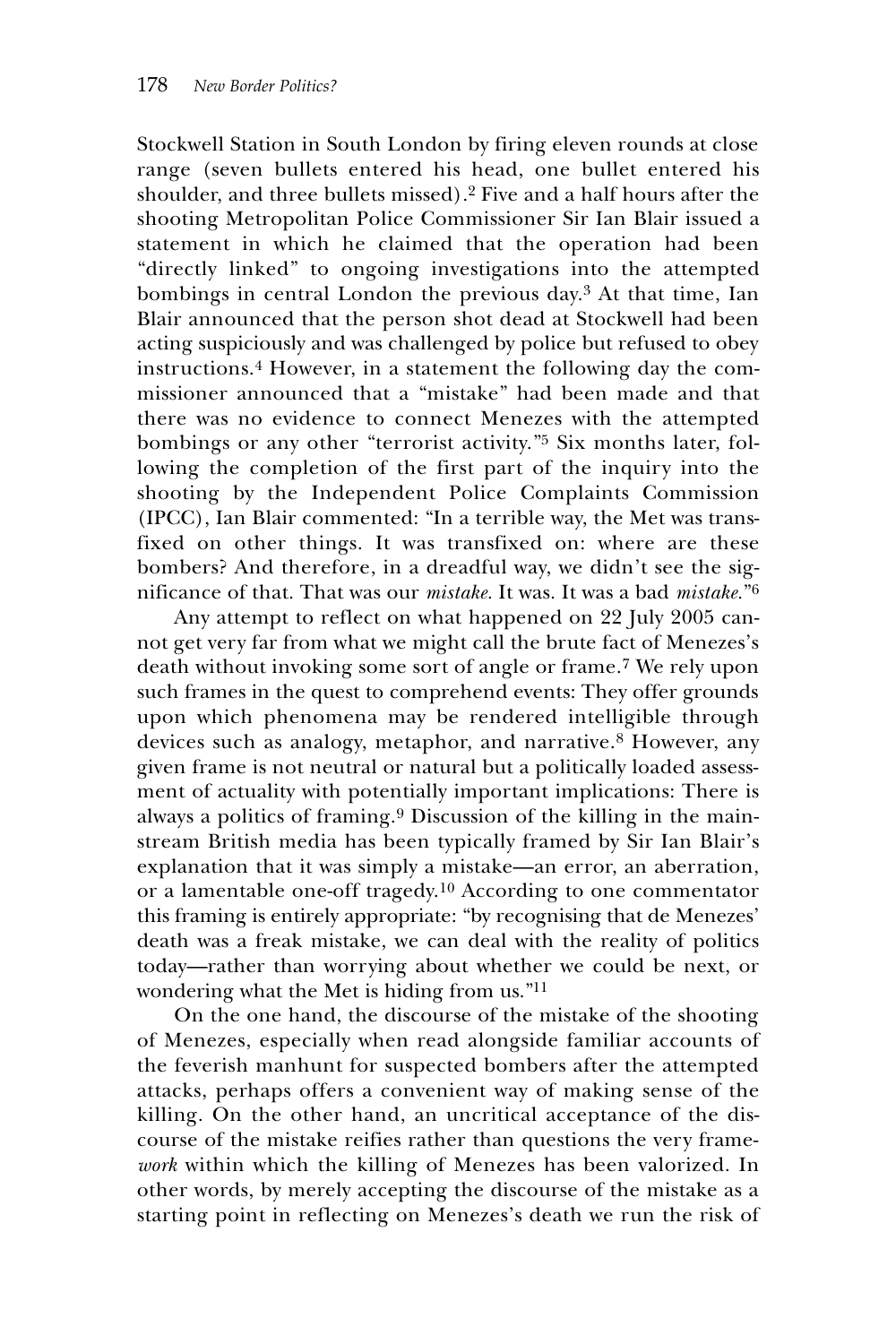Stockwell Station in South London by firing eleven rounds at close range (seven bullets entered his head, one bullet entered his shoulder, and three bullets missed).[2] Five and a half hours after the shooting Metropolitan Police Commissioner Sir Ian Blair issued a statement in which he claimed that the operation had been "directly linked" to ongoing investigations into the attempted bombings in central London the previous day.[3] At that time, Ian Blair announced that the person shot dead at Stockwell had been acting suspiciously and was challenged by police but refused to obey instructions.[4] However, in a statement the following day the commissioner announced that a "mistake" had been made and that there was no evidence to connect Menezes with the attempted bombings or any other "terrorist activity."[5] Six months later, following the completion of the first part of the inquiry into the shooting by the Independent Police Complaints Commission (IPCC), Ian Blair commented: "In a terrible way, the Met was transfixed on other things. It was transfixed on: where are these bombers? And therefore, in a dreadful way, we didn't see the significance of that. That was our *mistake*. It was. It was a bad *mistake*."[6]

Any attempt to reflect on what happened on 22 July 2005 cannot get very far from what we might call the brute fact of Menezes's death without invoking some sort of angle or frame.[7] We rely upon such frames in the quest to comprehend events: They offer grounds upon which phenomena may be rendered intelligible through devices such as analogy, metaphor, and narrative.[8] However, any given frame is not neutral or natural but a politically loaded assessment of actuality with potentially important implications: There is always a politics of framing.[9] Discussion of the killing in the mainstream British media has been typically framed by Sir Ian Blair's explanation that it was simply a mistake—an error, an aberration, or a lamentable one-off tragedy.[10] According to one commentator this framing is entirely appropriate: "by recognising that de Menezes' death was a freak mistake, we can deal with the reality of politics today—rather than worrying about whether we could be next, or wondering what the Met is hiding from us."[11]

On the one hand, the discourse of the mistake of the shooting of Menezes, especially when read alongside familiar accounts of the feverish manhunt for suspected bombers after the attempted attacks, perhaps offers a convenient way of making sense of the killing. On the other hand, an uncritical acceptance of the discourse of the mistake reifies rather than questions the very frame*work* within which the killing of Menezes has been valorized. In other words, by merely accepting the discourse of the mistake as a starting point in reflecting on Menezes's death we run the risk of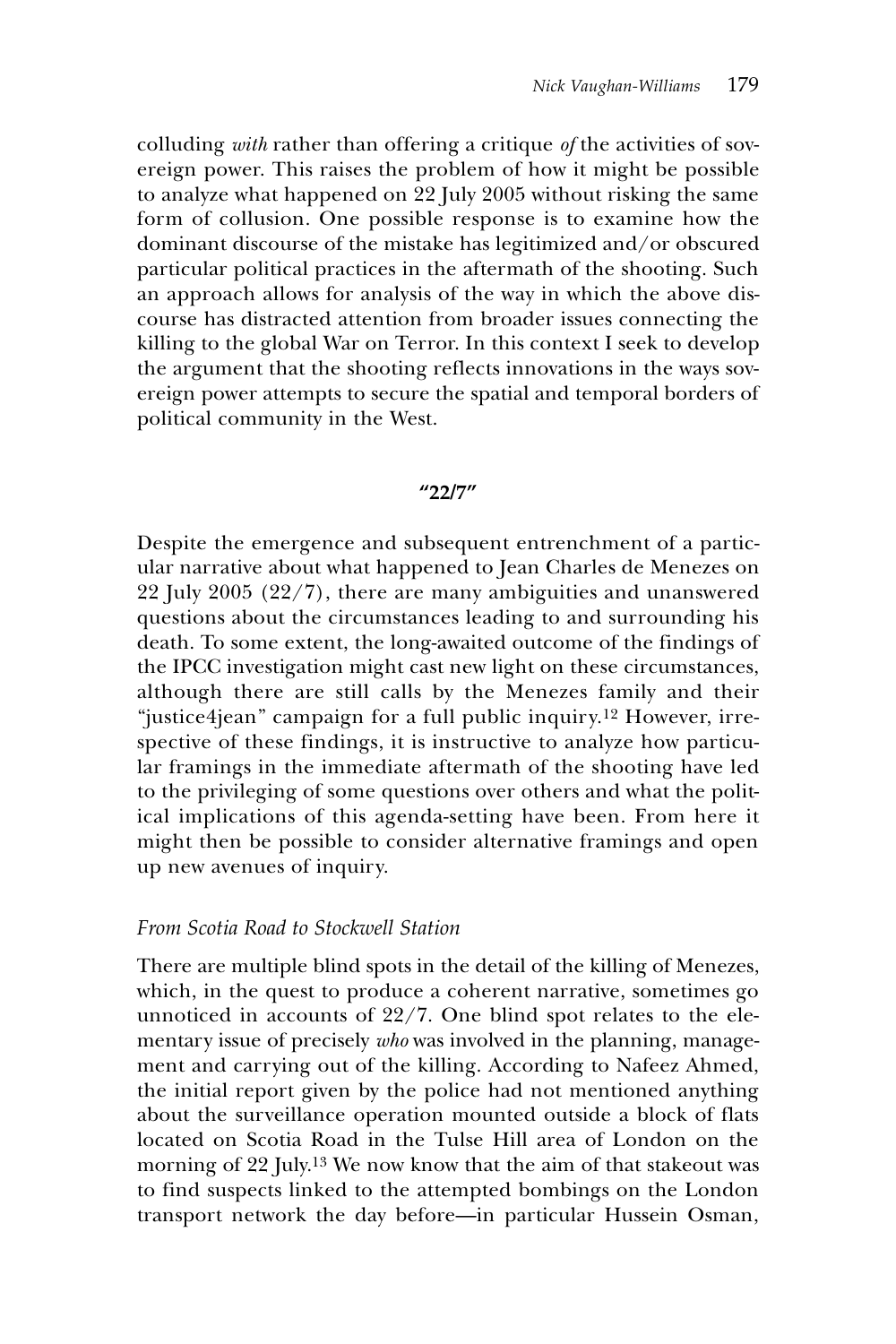colluding *with* rather than offering a critique *of* the activities of sovereign power. This raises the problem of how it might be possible to analyze what happened on 22 July 2005 without risking the same form of collusion. One possible response is to examine how the dominant discourse of the mistake has legitimized and/or obscured particular political practices in the aftermath of the shooting. Such an approach allows for analysis of the way in which the above discourse has distracted attention from broader issues connecting the killing to the global War on Terror. In this context I seek to develop the argument that the shooting reflects innovations in the ways sovereign power attempts to secure the spatial and temporal borders of political community in the West.

## "22/7"

Despite the emergence and subsequent entrenchment of a particular narrative about what happened to Jean Charles de Menezes on 22 July 2005 (22/7), there are many ambiguities and unanswered questions about the circumstances leading to and surrounding his death. To some extent, the long-awaited outcome of the findings of the IPCC investigation might cast new light on these circumstances, although there are still calls by the Menezes family and their "justice4jean" campaign for a full public inquiry.[12] However, irrespective of these findings, it is instructive to analyze how particular framings in the immediate aftermath of the shooting have led to the privileging of some questions over others and what the political implications of this agenda-setting have been. From here it might then be possible to consider alternative framings and open up new avenues of inquiry.

### *From Scotia Road to Stockwell Station*

There are multiple blind spots in the detail of the killing of Menezes, which, in the quest to produce a coherent narrative, sometimes go unnoticed in accounts of 22/7. One blind spot relates to the elementary issue of precisely *who* was involved in the planning, management and carrying out of the killing. According to Nafeez Ahmed, the initial report given by the police had not mentioned anything about the surveillance operation mounted outside a block of flats located on Scotia Road in the Tulse Hill area of London on the morning of 22 July.[13] We now know that the aim of that stakeout was to find suspects linked to the attempted bombings on the London transport network the day before—in particular Hussein Osman,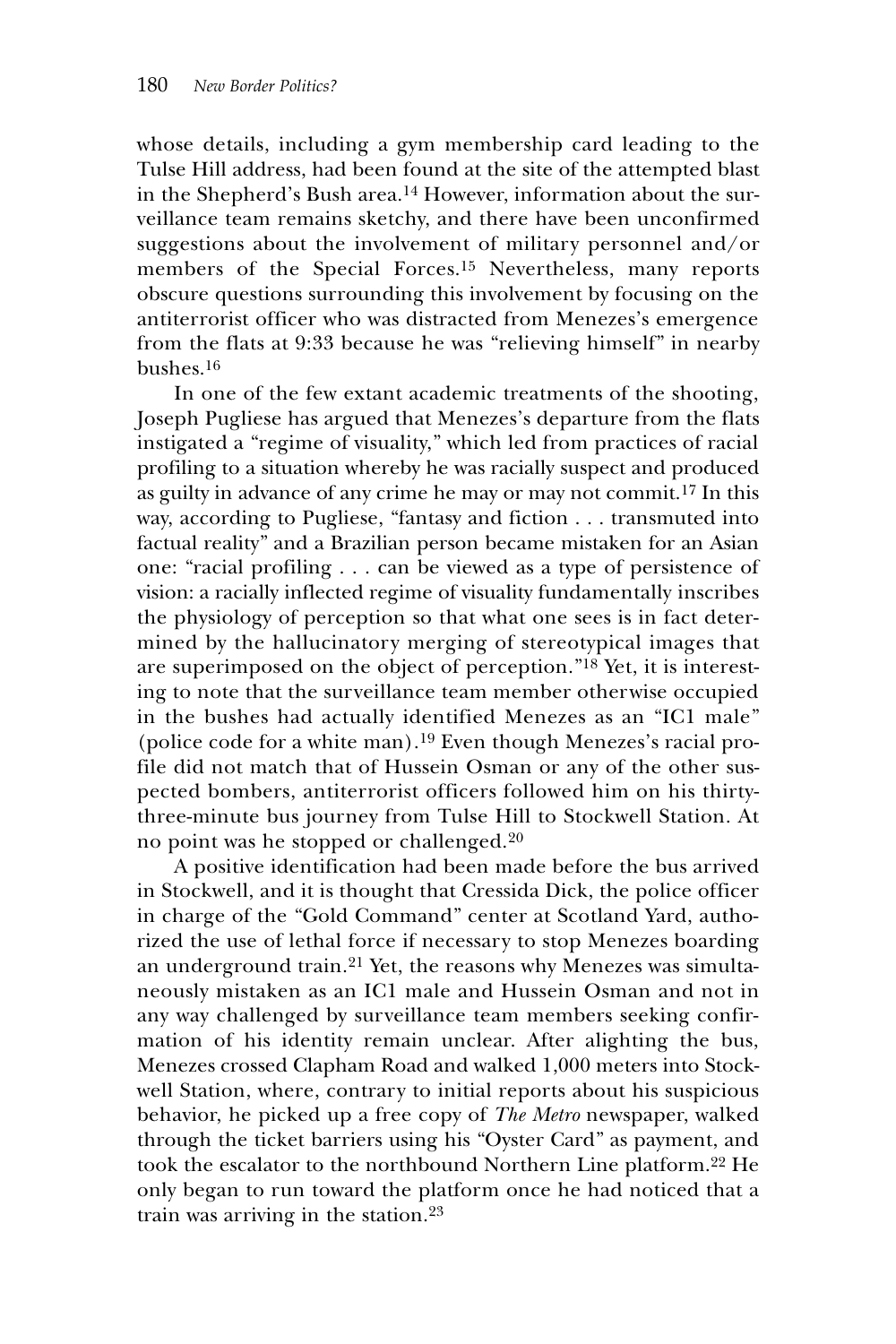whose details, including a gym membership card leading to the Tulse Hill address, had been found at the site of the attempted blast in the Shepherd's Bush area.[14] However, information about the surveillance team remains sketchy, and there have been unconfirmed suggestions about the involvement of military personnel and/or members of the Special Forces.[15] Nevertheless, many reports obscure questions surrounding this involvement by focusing on the antiterrorist officer who was distracted from Menezes's emergence from the flats at 9:33 because he was "relieving himself" in nearby bushes.[16]

In one of the few extant academic treatments of the shooting, Joseph Pugliese has argued that Menezes's departure from the flats instigated a "regime of visuality," which led from practices of racial profiling to a situation whereby he was racially suspect and produced as guilty in advance of any crime he may or may not commit.[17] In this way, according to Pugliese, "fantasy and fiction . . . transmuted into factual reality" and a Brazilian person became mistaken for an Asian one: "racial profiling . . . can be viewed as a type of persistence of vision: a racially inflected regime of visuality fundamentally inscribes the physiology of perception so that what one sees is in fact determined by the hallucinatory merging of stereotypical images that are superimposed on the object of perception."[18] Yet, it is interesting to note that the surveillance team member otherwise occupied in the bushes had actually identified Menezes as an "IC1 male" (police code for a white man).[19] Even though Menezes's racial profile did not match that of Hussein Osman or any of the other suspected bombers, antiterrorist officers followed him on his thirty-three-minute bus journey from Tulse Hill to Stockwell Station. At no point was he stopped or challenged.[20]

A positive identification had been made before the bus arrived in Stockwell, and it is thought that Cressida Dick, the police officer in charge of the "Gold Command" center at Scotland Yard, authorized the use of lethal force if necessary to stop Menezes boarding an underground train.[21] Yet, the reasons why Menezes was simultaneously mistaken as an IC1 male and Hussein Osman and not in any way challenged by surveillance team members seeking confirmation of his identity remain unclear. After alighting the bus, Menezes crossed Clapham Road and walked 1,000 meters into Stockwell Station, where, contrary to initial reports about his suspicious behavior, he picked up a free copy of *The Metro* newspaper, walked through the ticket barriers using his "Oyster Card" as payment, and took the escalator to the northbound Northern Line platform.[22] He only began to run toward the platform once he had noticed that a train was arriving in the station.[23]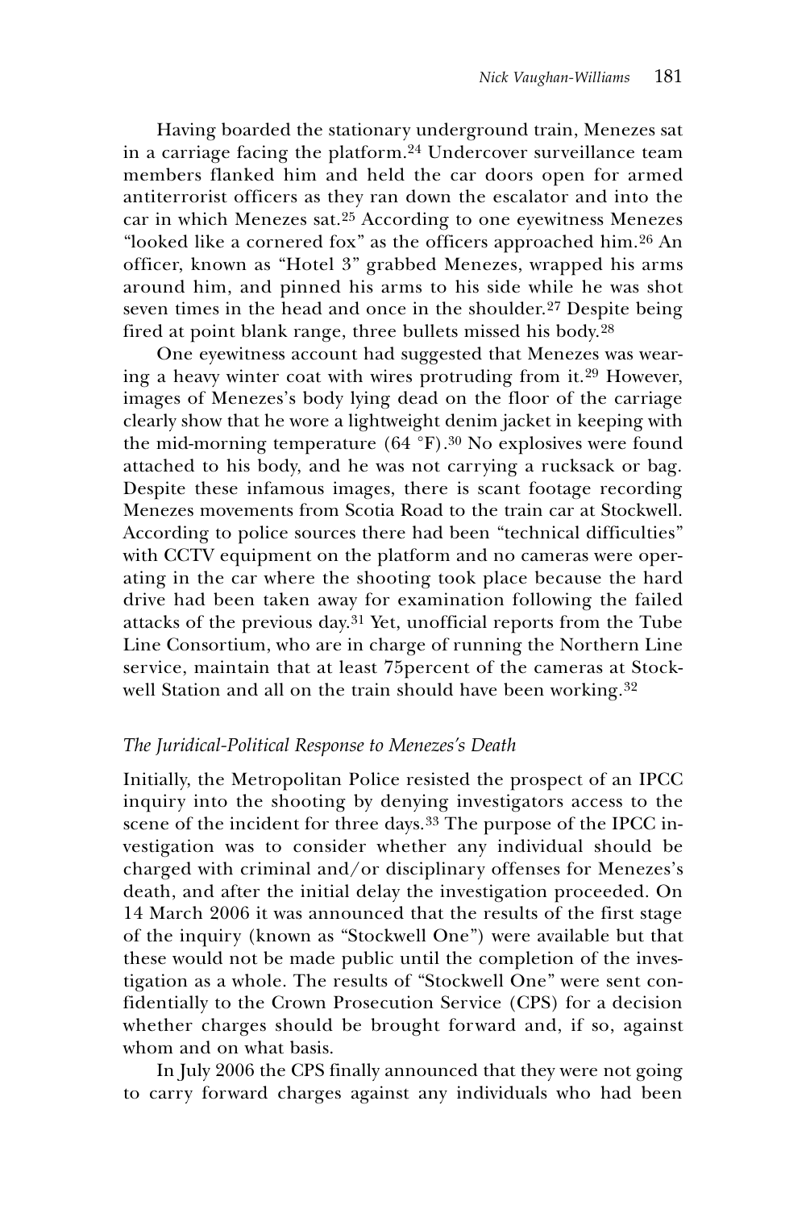Having boarded the stationary underground train, Menezes sat in a carriage facing the platform.[24] Undercover surveillance team members flanked him and held the car doors open for armed antiterrorist officers as they ran down the escalator and into the car in which Menezes sat.[25] According to one eyewitness Menezes "looked like a cornered fox" as the officers approached him.[26] An officer, known as "Hotel 3" grabbed Menezes, wrapped his arms around him, and pinned his arms to his side while he was shot seven times in the head and once in the shoulder.[27] Despite being fired at point blank range, three bullets missed his body.[28]

One eyewitness account had suggested that Menezes was wearing a heavy winter coat with wires protruding from it.[29] However, images of Menezes's body lying dead on the floor of the carriage clearly show that he wore a lightweight denim jacket in keeping with the mid-morning temperature (64 °F).[30] No explosives were found attached to his body, and he was not carrying a rucksack or bag. Despite these infamous images, there is scant footage recording Menezes movements from Scotia Road to the train car at Stockwell. According to police sources there had been "technical difficulties" with CCTV equipment on the platform and no cameras were operating in the car where the shooting took place because the hard drive had been taken away for examination following the failed attacks of the previous day.[31] Yet, unofficial reports from the Tube Line Consortium, who are in charge of running the Northern Line service, maintain that at least 75percent of the cameras at Stockwell Station and all on the train should have been working.[32]

### *The Juridical-Political Response to Menezes's Death*

Initially, the Metropolitan Police resisted the prospect of an IPCC inquiry into the shooting by denying investigators access to the scene of the incident for three days.[33] The purpose of the IPCC investigation was to consider whether any individual should be charged with criminal and/or disciplinary offenses for Menezes's death, and after the initial delay the investigation proceeded. On 14 March 2006 it was announced that the results of the first stage of the inquiry (known as "Stockwell One") were available but that these would not be made public until the completion of the investigation as a whole. The results of "Stockwell One" were sent confidentially to the Crown Prosecution Service (CPS) for a decision whether charges should be brought forward and, if so, against whom and on what basis.

In July 2006 the CPS finally announced that they were not going to carry forward charges against any individuals who had been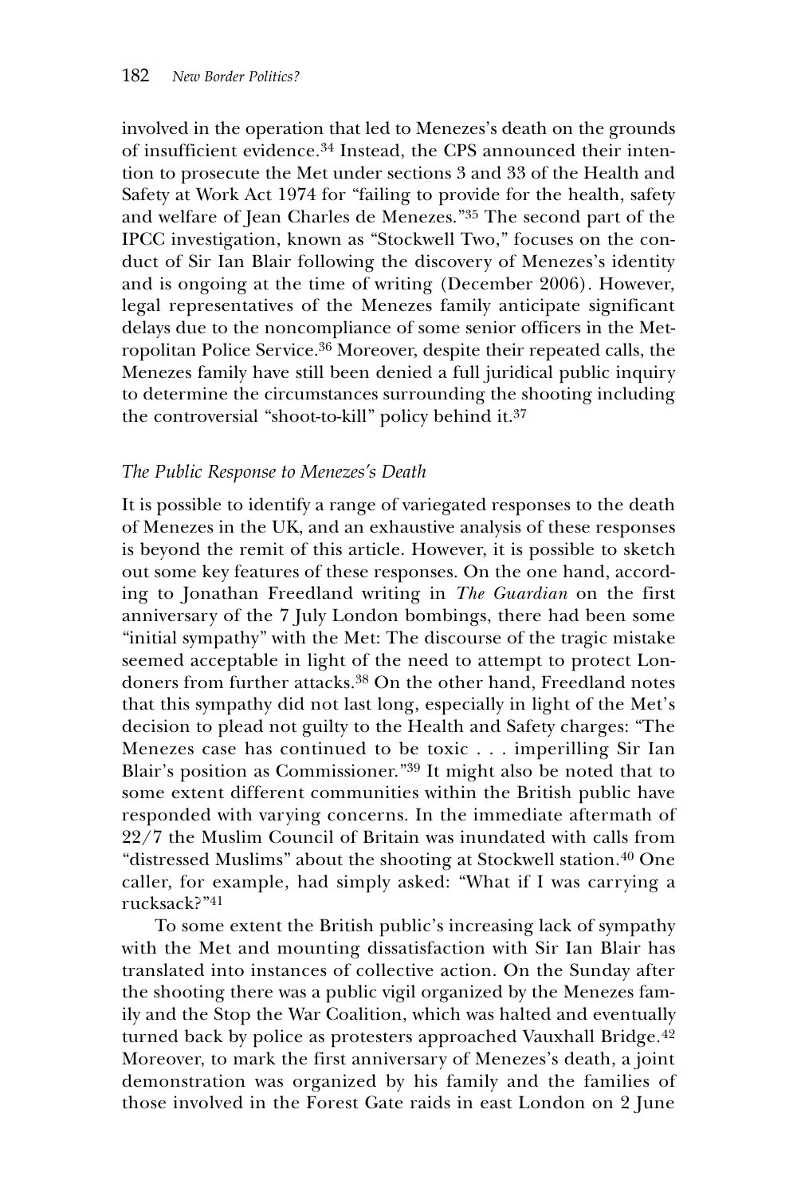involved in the operation that led to Menezes's death on the grounds of insufficient evidence.[34] Instead, the CPS announced their intention to prosecute the Met under sections 3 and 33 of the Health and Safety at Work Act 1974 for "failing to provide for the health, safety and welfare of Jean Charles de Menezes."[35] The second part of the IPCC investigation, known as "Stockwell Two," focuses on the conduct of Sir Ian Blair following the discovery of Menezes's identity and is ongoing at the time of writing (December 2006). However, legal representatives of the Menezes family anticipate significant delays due to the noncompliance of some senior officers in the Metropolitan Police Service.[36] Moreover, despite their repeated calls, the Menezes family have still been denied a full juridical public inquiry to determine the circumstances surrounding the shooting including the controversial "shoot-to-kill" policy behind it.[37]

### *The Public Response to Menezes's Death*

It is possible to identify a range of variegated responses to the death of Menezes in the UK, and an exhaustive analysis of these responses is beyond the remit of this article. However, it is possible to sketch out some key features of these responses. On the one hand, according to Jonathan Freedland writing in *The Guardian* on the first anniversary of the 7 July London bombings, there had been some "initial sympathy" with the Met: The discourse of the tragic mistake seemed acceptable in light of the need to attempt to protect Londoners from further attacks.[38] On the other hand, Freedland notes that this sympathy did not last long, especially in light of the Met's decision to plead not guilty to the Health and Safety charges: "The Menezes case has continued to be toxic . . . imperilling Sir Ian Blair's position as Commissioner."[39] It might also be noted that to some extent different communities within the British public have responded with varying concerns. In the immediate aftermath of 22/7 the Muslim Council of Britain was inundated with calls from "distressed Muslims" about the shooting at Stockwell station.[40] One caller, for example, had simply asked: "What if I was carrying a rucksack?"[41]

To some extent the British public's increasing lack of sympathy with the Met and mounting dissatisfaction with Sir Ian Blair has translated into instances of collective action. On the Sunday after the shooting there was a public vigil organized by the Menezes family and the Stop the War Coalition, which was halted and eventually turned back by police as protesters approached Vauxhall Bridge.[42] Moreover, to mark the first anniversary of Menezes's death, a joint demonstration was organized by his family and the families of those involved in the Forest Gate raids in east London on 2 June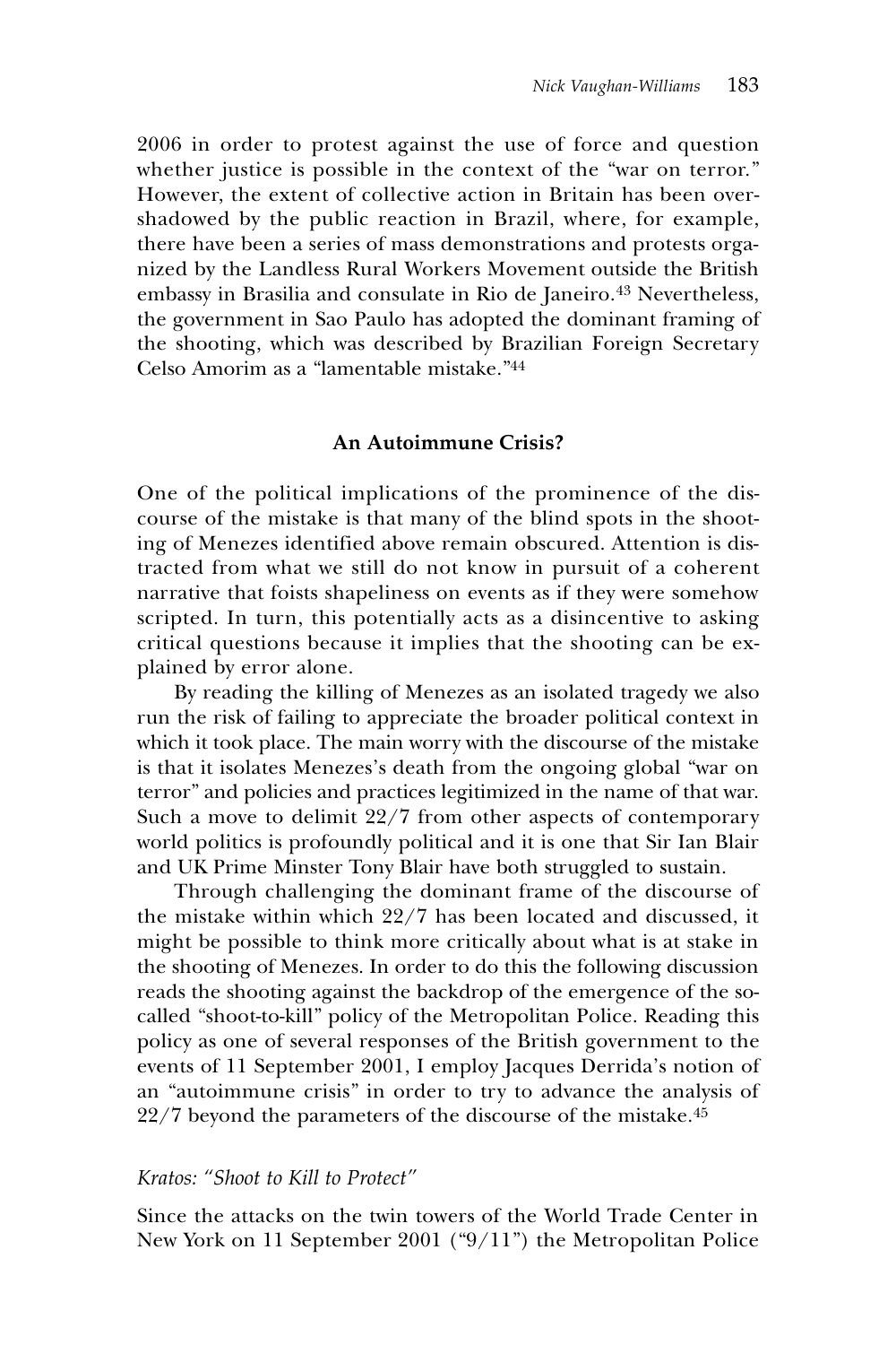2006 in order to protest against the use of force and question whether justice is possible in the context of the "war on terror." However, the extent of collective action in Britain has been overshadowed by the public reaction in Brazil, where, for example, there have been a series of mass demonstrations and protests organized by the Landless Rural Workers Movement outside the British embassy in Brasilia and consulate in Rio de Janeiro.[43] Nevertheless, the government in Sao Paulo has adopted the dominant framing of the shooting, which was described by Brazilian Foreign Secretary Celso Amorim as a "lamentable mistake."[44]

## An Autoimmune Crisis?

One of the political implications of the prominence of the discourse of the mistake is that many of the blind spots in the shooting of Menezes identified above remain obscured. Attention is distracted from what we still do not know in pursuit of a coherent narrative that foists shapeliness on events as if they were somehow scripted. In turn, this potentially acts as a disincentive to asking critical questions because it implies that the shooting can be explained by error alone.

By reading the killing of Menezes as an isolated tragedy we also run the risk of failing to appreciate the broader political context in which it took place. The main worry with the discourse of the mistake is that it isolates Menezes's death from the ongoing global "war on terror" and policies and practices legitimized in the name of that war. Such a move to delimit 22/7 from other aspects of contemporary world politics is profoundly political and it is one that Sir Ian Blair and UK Prime Minster Tony Blair have both struggled to sustain.

Through challenging the dominant frame of the discourse of the mistake within which 22/7 has been located and discussed, it might be possible to think more critically about what is at stake in the shooting of Menezes. In order to do this the following discussion reads the shooting against the backdrop of the emergence of the so-called "shoot-to-kill" policy of the Metropolitan Police. Reading this policy as one of several responses of the British government to the events of 11 September 2001, I employ Jacques Derrida's notion of an "autoimmune crisis" in order to try to advance the analysis of 22/7 beyond the parameters of the discourse of the mistake.[45]

### *Kratos: "Shoot to Kill to Protect"*

Since the attacks on the twin towers of the World Trade Center in New York on 11 September 2001 ("9/11") the Metropolitan Police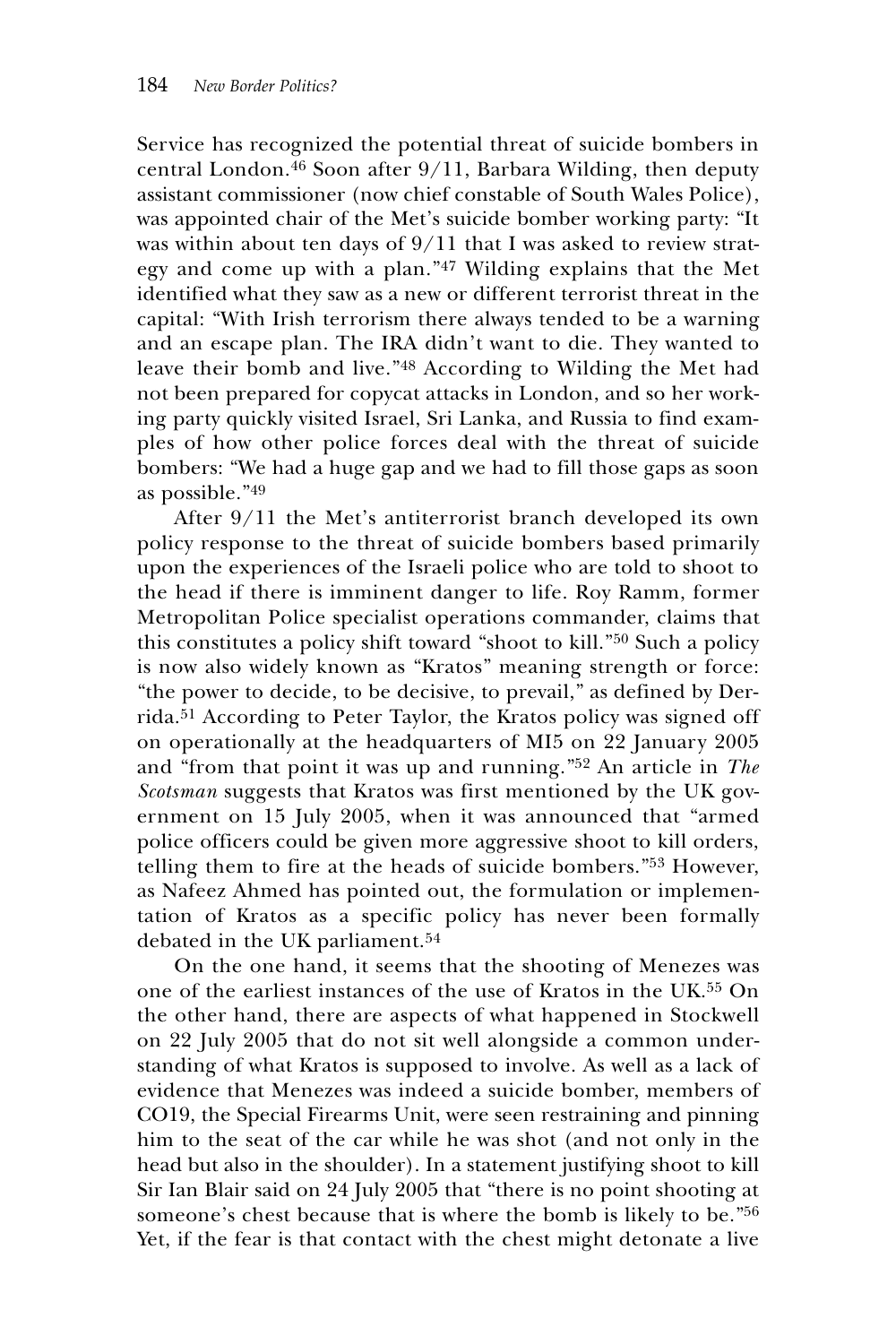Service has recognized the potential threat of suicide bombers in central London.[46] Soon after 9/11, Barbara Wilding, then deputy assistant commissioner (now chief constable of South Wales Police), was appointed chair of the Met's suicide bomber working party: "It was within about ten days of 9/11 that I was asked to review strategy and come up with a plan."[47] Wilding explains that the Met identified what they saw as a new or different terrorist threat in the capital: "With Irish terrorism there always tended to be a warning and an escape plan. The IRA didn't want to die. They wanted to leave their bomb and live."[48] According to Wilding the Met had not been prepared for copycat attacks in London, and so her working party quickly visited Israel, Sri Lanka, and Russia to find examples of how other police forces deal with the threat of suicide bombers: "We had a huge gap and we had to fill those gaps as soon as possible."[49]

After 9/11 the Met's antiterrorist branch developed its own policy response to the threat of suicide bombers based primarily upon the experiences of the Israeli police who are told to shoot to the head if there is imminent danger to life. Roy Ramm, former Metropolitan Police specialist operations commander, claims that this constitutes a policy shift toward "shoot to kill."[50] Such a policy is now also widely known as "Kratos" meaning strength or force: "the power to decide, to be decisive, to prevail," as defined by Derrida.[51] According to Peter Taylor, the Kratos policy was signed off on operationally at the headquarters of MI5 on 22 January 2005 and "from that point it was up and running."[52] An article in *The Scotsman* suggests that Kratos was first mentioned by the UK government on 15 July 2005, when it was announced that "armed police officers could be given more aggressive shoot to kill orders, telling them to fire at the heads of suicide bombers."[53] However, as Nafeez Ahmed has pointed out, the formulation or implementation of Kratos as a specific policy has never been formally debated in the UK parliament.[54]

On the one hand, it seems that the shooting of Menezes was one of the earliest instances of the use of Kratos in the UK.[55] On the other hand, there are aspects of what happened in Stockwell on 22 July 2005 that do not sit well alongside a common understanding of what Kratos is supposed to involve. As well as a lack of evidence that Menezes was indeed a suicide bomber, members of CO19, the Special Firearms Unit, were seen restraining and pinning him to the seat of the car while he was shot (and not only in the head but also in the shoulder). In a statement justifying shoot to kill Sir Ian Blair said on 24 July 2005 that "there is no point shooting at someone's chest because that is where the bomb is likely to be."[56] Yet, if the fear is that contact with the chest might detonate a live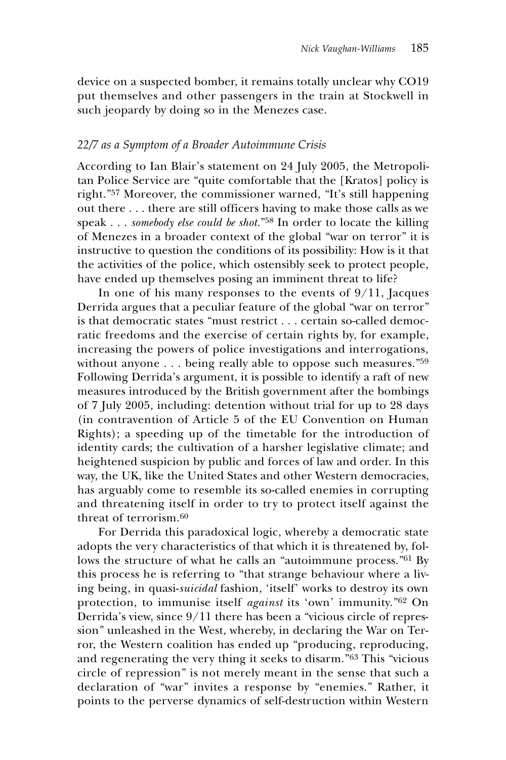device on a suspected bomber, it remains totally unclear why CO19 put themselves and other passengers in the train at Stockwell in such jeopardy by doing so in the Menezes case.

### *22/7 as a Symptom of a Broader Autoimmune Crisis*

According to Ian Blair's statement on 24 July 2005, the Metropolitan Police Service are "quite comfortable that the [Kratos] policy is right."[57] Moreover, the commissioner warned, "It's still happening out there . . . there are still officers having to make those calls as we speak . . . *somebody else could be shot*."[58] In order to locate the killing of Menezes in a broader context of the global "war on terror" it is instructive to question the conditions of its possibility: How is it that the activities of the police, which ostensibly seek to protect people, have ended up themselves posing an imminent threat to life?

In one of his many responses to the events of 9/11, Jacques Derrida argues that a peculiar feature of the global "war on terror" is that democratic states "must restrict . . . certain so-called democratic freedoms and the exercise of certain rights by, for example, increasing the powers of police investigations and interrogations, without anyone . . . being really able to oppose such measures."[59] Following Derrida's argument, it is possible to identify a raft of new measures introduced by the British government after the bombings of 7 July 2005, including: detention without trial for up to 28 days (in contravention of Article 5 of the EU Convention on Human Rights); a speeding up of the timetable for the introduction of identity cards; the cultivation of a harsher legislative climate; and heightened suspicion by public and forces of law and order. In this way, the UK, like the United States and other Western democracies, has arguably come to resemble its so-called enemies in corrupting and threatening itself in order to try to protect itself against the threat of terrorism.[60]

For Derrida this paradoxical logic, whereby a democratic state adopts the very characteristics of that which it is threatened by, follows the structure of what he calls an "autoimmune process."[61] By this process he is referring to "that strange behaviour where a living being, in quasi-*suicidal* fashion, 'itself' works to destroy its own protection, to immunise itself *against* its 'own' immunity."[62] On Derrida's view, since 9/11 there has been a "vicious circle of repression" unleashed in the West, whereby, in declaring the War on Terror, the Western coalition has ended up "producing, reproducing, and regenerating the very thing it seeks to disarm."[63] This "vicious circle of repression" is not merely meant in the sense that such a declaration of "war" invites a response by "enemies." Rather, it points to the perverse dynamics of self-destruction within Western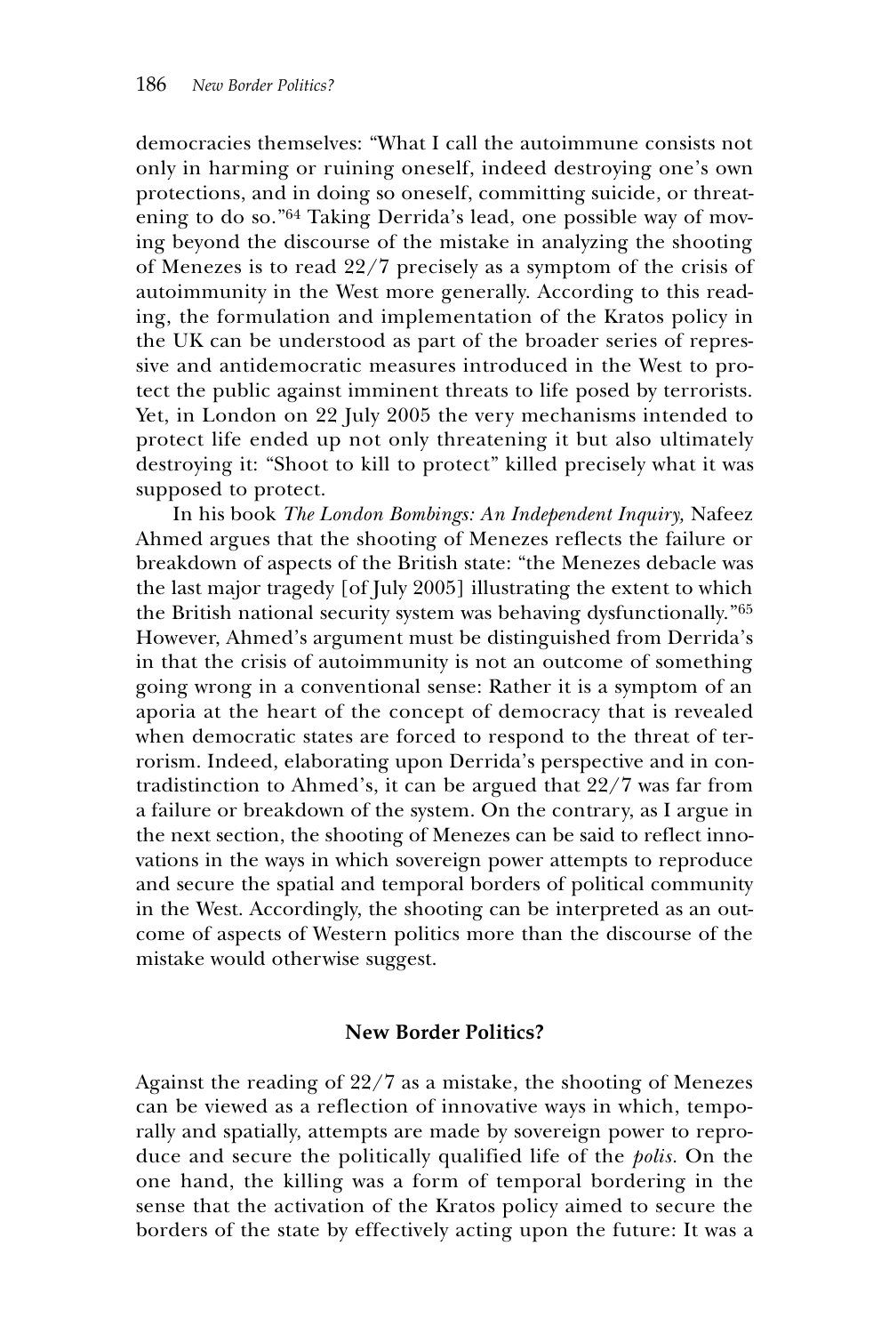democracies themselves: "What I call the autoimmune consists not only in harming or ruining oneself, indeed destroying one's own protections, and in doing so oneself, committing suicide, or threatening to do so."[64] Taking Derrida's lead, one possible way of moving beyond the discourse of the mistake in analyzing the shooting of Menezes is to read 22/7 precisely as a symptom of the crisis of autoimmunity in the West more generally. According to this reading, the formulation and implementation of the Kratos policy in the UK can be understood as part of the broader series of repressive and antidemocratic measures introduced in the West to protect the public against imminent threats to life posed by terrorists. Yet, in London on 22 July 2005 the very mechanisms intended to protect life ended up not only threatening it but also ultimately destroying it: "Shoot to kill to protect" killed precisely what it was supposed to protect.

In his book *The London Bombings: An Independent Inquiry,* Nafeez Ahmed argues that the shooting of Menezes reflects the failure or breakdown of aspects of the British state: "the Menezes debacle was the last major tragedy [of July 2005] illustrating the extent to which the British national security system was behaving dysfunctionally."[65] However, Ahmed's argument must be distinguished from Derrida's in that the crisis of autoimmunity is not an outcome of something going wrong in a conventional sense: Rather it is a symptom of an aporia at the heart of the concept of democracy that is revealed when democratic states are forced to respond to the threat of terrorism. Indeed, elaborating upon Derrida's perspective and in contradistinction to Ahmed's, it can be argued that 22/7 was far from a failure or breakdown of the system. On the contrary, as I argue in the next section, the shooting of Menezes can be said to reflect innovations in the ways in which sovereign power attempts to reproduce and secure the spatial and temporal borders of political community in the West. Accordingly, the shooting can be interpreted as an outcome of aspects of Western politics more than the discourse of the mistake would otherwise suggest.

## New Border Politics?

Against the reading of 22/7 as a mistake, the shooting of Menezes can be viewed as a reflection of innovative ways in which, temporally and spatially, attempts are made by sovereign power to reproduce and secure the politically qualified life of the *polis.* On the one hand, the killing was a form of temporal bordering in the sense that the activation of the Kratos policy aimed to secure the borders of the state by effectively acting upon the future: It was a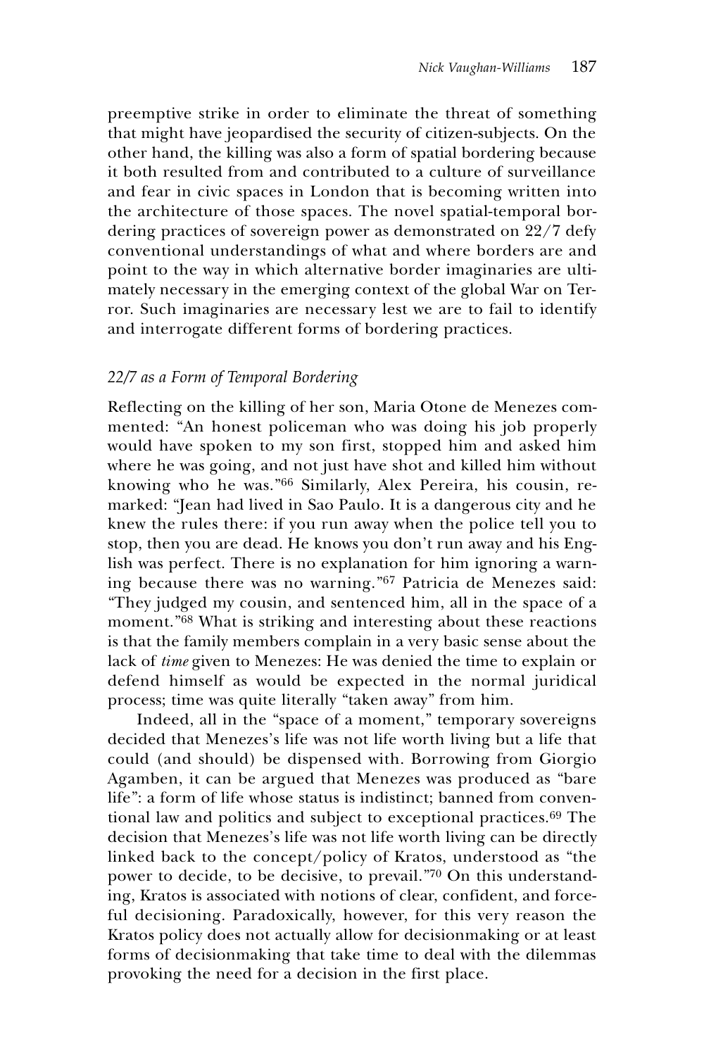preemptive strike in order to eliminate the threat of something that might have jeopardised the security of citizen-subjects. On the other hand, the killing was also a form of spatial bordering because it both resulted from and contributed to a culture of surveillance and fear in civic spaces in London that is becoming written into the architecture of those spaces. The novel spatial-temporal bordering practices of sovereign power as demonstrated on 22/7 defy conventional understandings of what and where borders are and point to the way in which alternative border imaginaries are ultimately necessary in the emerging context of the global War on Terror. Such imaginaries are necessary lest we are to fail to identify and interrogate different forms of bordering practices.

### *22/7 as a Form of Temporal Bordering*

Reflecting on the killing of her son, Maria Otone de Menezes commented: "An honest policeman who was doing his job properly would have spoken to my son first, stopped him and asked him where he was going, and not just have shot and killed him without knowing who he was."[66] Similarly, Alex Pereira, his cousin, remarked: "Jean had lived in Sao Paulo. It is a dangerous city and he knew the rules there: if you run away when the police tell you to stop, then you are dead. He knows you don't run away and his English was perfect. There is no explanation for him ignoring a warning because there was no warning."[67] Patricia de Menezes said: "They judged my cousin, and sentenced him, all in the space of a moment."[68] What is striking and interesting about these reactions is that the family members complain in a very basic sense about the lack of *time* given to Menezes: He was denied the time to explain or defend himself as would be expected in the normal juridical process; time was quite literally "taken away" from him.

Indeed, all in the "space of a moment," temporary sovereigns decided that Menezes's life was not life worth living but a life that could (and should) be dispensed with. Borrowing from Giorgio Agamben, it can be argued that Menezes was produced as "bare life": a form of life whose status is indistinct; banned from conventional law and politics and subject to exceptional practices.[69] The decision that Menezes's life was not life worth living can be directly linked back to the concept/policy of Kratos, understood as "the power to decide, to be decisive, to prevail."[70] On this understanding, Kratos is associated with notions of clear, confident, and forceful decisioning. Paradoxically, however, for this very reason the Kratos policy does not actually allow for decisionmaking or at least forms of decisionmaking that take time to deal with the dilemmas provoking the need for a decision in the first place.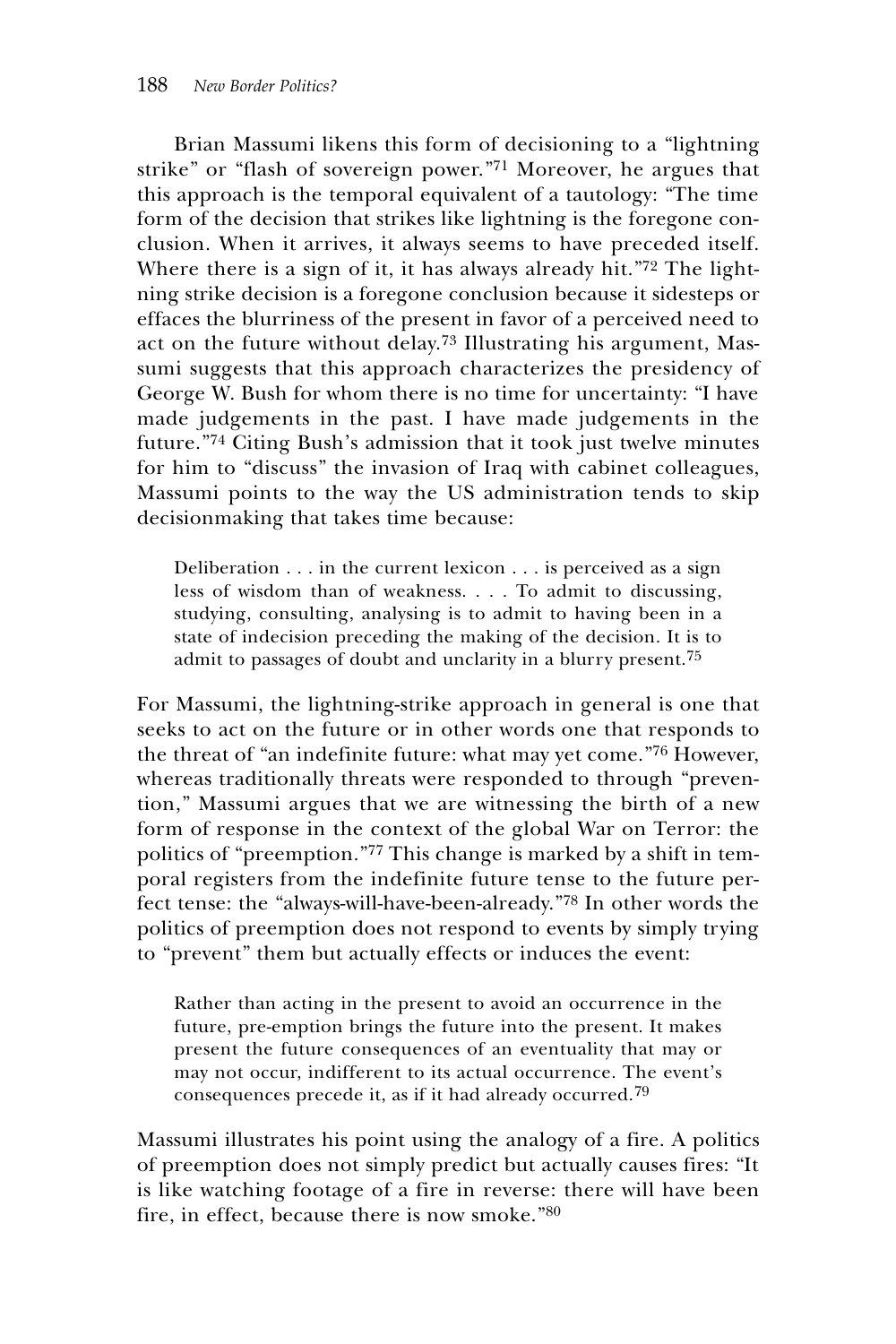Brian Massumi likens this form of decisioning to a "lightning strike" or "flash of sovereign power."[71] Moreover, he argues that this approach is the temporal equivalent of a tautology: "The time form of the decision that strikes like lightning is the foregone conclusion. When it arrives, it always seems to have preceded itself. Where there is a sign of it, it has always already hit."[72] The lightning strike decision is a foregone conclusion because it sidesteps or effaces the blurriness of the present in favor of a perceived need to act on the future without delay.[73] Illustrating his argument, Massumi suggests that this approach characterizes the presidency of George W. Bush for whom there is no time for uncertainty: "I have made judgements in the past. I have made judgements in the future."[74] Citing Bush's admission that it took just twelve minutes for him to "discuss" the invasion of Iraq with cabinet colleagues, Massumi points to the way the US administration tends to skip decisionmaking that takes time because:

> Deliberation . . . in the current lexicon . . . is perceived as a sign less of wisdom than of weakness. . . . To admit to discussing, studying, consulting, analysing is to admit to having been in a state of indecision preceding the making of the decision. It is to admit to passages of doubt and unclarity in a blurry present.[75]

For Massumi, the lightning-strike approach in general is one that seeks to act on the future or in other words one that responds to the threat of "an indefinite future: what may yet come."[76] However, whereas traditionally threats were responded to through "prevention," Massumi argues that we are witnessing the birth of a new form of response in the context of the global War on Terror: the politics of "preemption."[77] This change is marked by a shift in temporal registers from the indefinite future tense to the future perfect tense: the "always-will-have-been-already."[78] In other words the politics of preemption does not respond to events by simply trying to "prevent" them but actually effects or induces the event:

> Rather than acting in the present to avoid an occurrence in the future, pre-emption brings the future into the present. It makes present the future consequences of an eventuality that may or may not occur, indifferent to its actual occurrence. The event's consequences precede it, as if it had already occurred.[79]

Massumi illustrates his point using the analogy of a fire. A politics of preemption does not simply predict but actually causes fires: "It is like watching footage of a fire in reverse: there will have been fire, in effect, because there is now smoke."[80]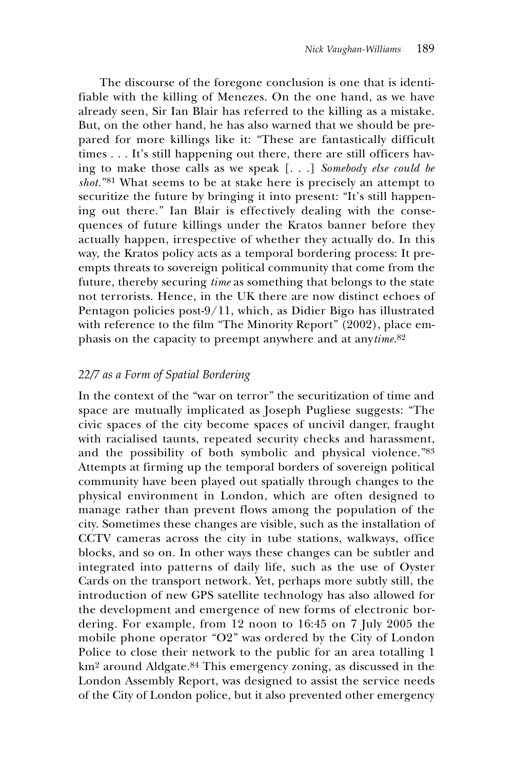The discourse of the foregone conclusion is one that is identifiable with the killing of Menezes. On the one hand, as we have already seen, Sir Ian Blair has referred to the killing as a mistake. But, on the other hand, he has also warned that we should be prepared for more killings like it: "These are fantastically difficult times . . . It's still happening out there, there are still officers having to make those calls as we speak [. . .] *Somebody else could be shot.*"[81] What seems to be at stake here is precisely an attempt to securitize the future by bringing it into present: "It's still happening out there." Ian Blair is effectively dealing with the consequences of future killings under the Kratos banner before they actually happen, irrespective of whether they actually do. In this way, the Kratos policy acts as a temporal bordering process: It preempts threats to sovereign political community that come from the future, thereby securing *time* as something that belongs to the state not terrorists. Hence, in the UK there are now distinct echoes of Pentagon policies post-9/11, which, as Didier Bigo has illustrated with reference to the film "The Minority Report" (2002), place emphasis on the capacity to preempt anywhere and at any*time*.[82]

### *22/7 as a Form of Spatial Bordering*

In the context of the "war on terror" the securitization of time and space are mutually implicated as Joseph Pugliese suggests: "The civic spaces of the city become spaces of uncivil danger, fraught with racialised taunts, repeated security checks and harassment, and the possibility of both symbolic and physical violence."[83] Attempts at firming up the temporal borders of sovereign political community have been played out spatially through changes to the physical environment in London, which are often designed to manage rather than prevent flows among the population of the city. Sometimes these changes are visible, such as the installation of CCTV cameras across the city in tube stations, walkways, office blocks, and so on. In other ways these changes can be subtler and integrated into patterns of daily life, such as the use of Oyster Cards on the transport network. Yet, perhaps more subtly still, the introduction of new GPS satellite technology has also allowed for the development and emergence of new forms of electronic bordering. For example, from 12 noon to 16:45 on 7 July 2005 the mobile phone operator "O2" was ordered by the City of London Police to close their network to the public for an area totalling 1 $km^2$ around Aldgate.[84] This emergency zoning, as discussed in the London Assembly Report, was designed to assist the service needs of the City of London police, but it also prevented other emergency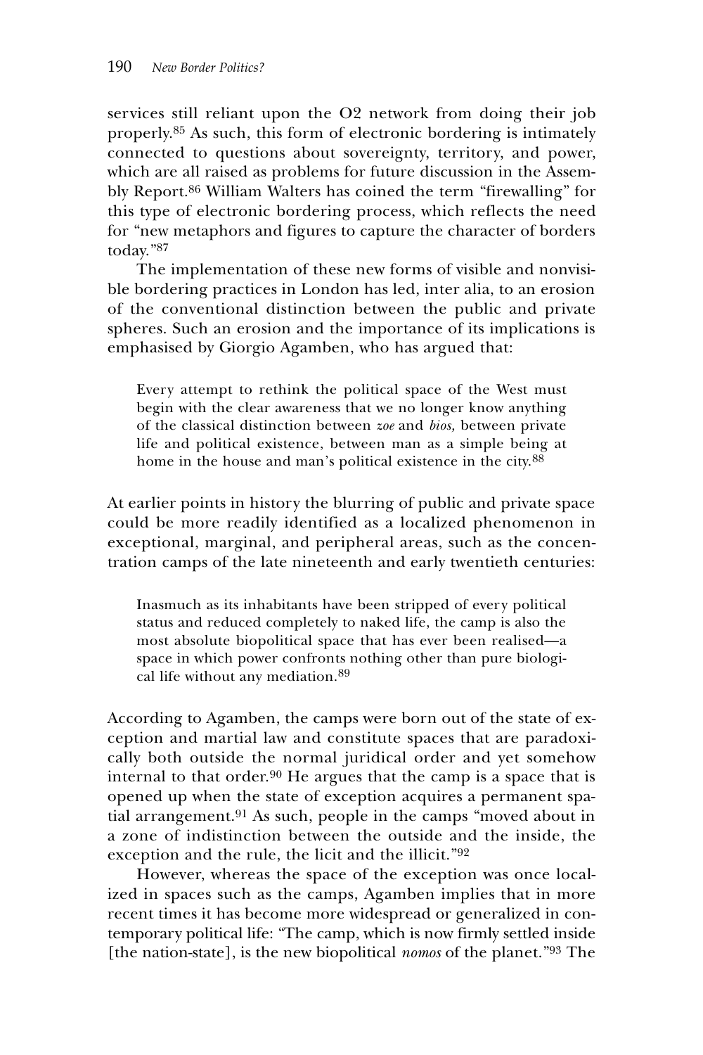services still reliant upon the O2 network from doing their job properly.[85] As such, this form of electronic bordering is intimately connected to questions about sovereignty, territory, and power, which are all raised as problems for future discussion in the Assembly Report.[86] William Walters has coined the term "firewalling" for this type of electronic bordering process, which reflects the need for "new metaphors and figures to capture the character of borders today."[87]

The implementation of these new forms of visible and nonvisible bordering practices in London has led, inter alia, to an erosion of the conventional distinction between the public and private spheres. Such an erosion and the importance of its implications is emphasised by Giorgio Agamben, who has argued that:

> Every attempt to rethink the political space of the West must begin with the clear awareness that we no longer know anything of the classical distinction between *zoe* and *bios,* between private life and political existence, between man as a simple being at home in the house and man's political existence in the city.[88]

At earlier points in history the blurring of public and private space could be more readily identified as a localized phenomenon in exceptional, marginal, and peripheral areas, such as the concentration camps of the late nineteenth and early twentieth centuries:

> Inasmuch as its inhabitants have been stripped of every political status and reduced completely to naked life, the camp is also the most absolute biopolitical space that has ever been realised—a space in which power confronts nothing other than pure biological life without any mediation.[89]

According to Agamben, the camps were born out of the state of exception and martial law and constitute spaces that are paradoxically both outside the normal juridical order and yet somehow internal to that order.[90] He argues that the camp is a space that is opened up when the state of exception acquires a permanent spatial arrangement.[91] As such, people in the camps "moved about in a zone of indistinction between the outside and the inside, the exception and the rule, the licit and the illicit."[92]

However, whereas the space of the exception was once localized in spaces such as the camps, Agamben implies that in more recent times it has become more widespread or generalized in contemporary political life: "The camp, which is now firmly settled inside [the nation-state], is the new biopolitical *nomos* of the planet."[93] The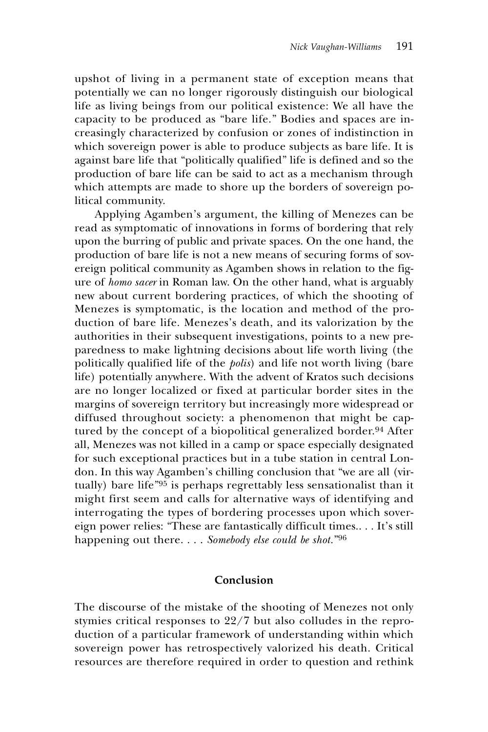upshot of living in a permanent state of exception means that potentially we can no longer rigorously distinguish our biological life as living beings from our political existence: We all have the capacity to be produced as "bare life." Bodies and spaces are increasingly characterized by confusion or zones of indistinction in which sovereign power is able to produce subjects as bare life. It is against bare life that "politically qualified" life is defined and so the production of bare life can be said to act as a mechanism through which attempts are made to shore up the borders of sovereign political community.

Applying Agamben's argument, the killing of Menezes can be read as symptomatic of innovations in forms of bordering that rely upon the burring of public and private spaces. On the one hand, the production of bare life is not a new means of securing forms of sovereign political community as Agamben shows in relation to the figure of *homo sacer* in Roman law. On the other hand, what is arguably new about current bordering practices, of which the shooting of Menezes is symptomatic, is the location and method of the production of bare life. Menezes's death, and its valorization by the authorities in their subsequent investigations, points to a new preparedness to make lightning decisions about life worth living (the politically qualified life of the *polis*) and life not worth living (bare life) potentially anywhere. With the advent of Kratos such decisions are no longer localized or fixed at particular border sites in the margins of sovereign territory but increasingly more widespread or diffused throughout society: a phenomenon that might be captured by the concept of a biopolitical generalized border.[94] After all, Menezes was not killed in a camp or space especially designated for such exceptional practices but in a tube station in central London. In this way Agamben's chilling conclusion that "we are all (virtually) bare life"[95] is perhaps regrettably less sensationalist than it might first seem and calls for alternative ways of identifying and interrogating the types of bordering processes upon which sovereign power relies: "These are fantastically difficult times.. . . It's still happening out there. . . . *Somebody else could be shot.*"[96]

## Conclusion

The discourse of the mistake of the shooting of Menezes not only stymies critical responses to 22/7 but also colludes in the reproduction of a particular framework of understanding within which sovereign power has retrospectively valorized his death. Critical resources are therefore required in order to question and rethink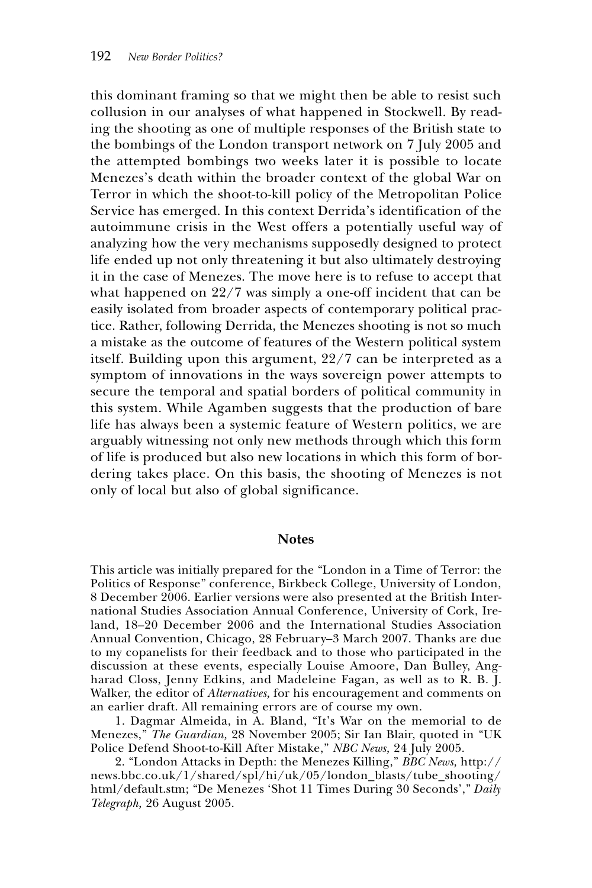this dominant framing so that we might then be able to resist such collusion in our analyses of what happened in Stockwell. By reading the shooting as one of multiple responses of the British state to the bombings of the London transport network on 7 July 2005 and the attempted bombings two weeks later it is possible to locate Menezes's death within the broader context of the global War on Terror in which the shoot-to-kill policy of the Metropolitan Police Service has emerged. In this context Derrida's identification of the autoimmune crisis in the West offers a potentially useful way of analyzing how the very mechanisms supposedly designed to protect life ended up not only threatening it but also ultimately destroying it in the case of Menezes. The move here is to refuse to accept that what happened on 22/7 was simply a one-off incident that can be easily isolated from broader aspects of contemporary political practice. Rather, following Derrida, the Menezes shooting is not so much a mistake as the outcome of features of the Western political system itself. Building upon this argument, 22/7 can be interpreted as a symptom of innovations in the ways sovereign power attempts to secure the temporal and spatial borders of political community in this system. While Agamben suggests that the production of bare life has always been a systemic feature of Western politics, we are arguably witnessing not only new methods through which this form of life is produced but also new locations in which this form of bordering takes place. On this basis, the shooting of Menezes is not only of local but also of global significance.

## Notes

This article was initially prepared for the "London in a Time of Terror: the Politics of Response" conference, Birkbeck College, University of London, 8 December 2006. Earlier versions were also presented at the British International Studies Association Annual Conference, University of Cork, Ireland, 18–20 December 2006 and the International Studies Association Annual Convention, Chicago, 28 February–3 March 2007. Thanks are due to my copanelists for their feedback and to those who participated in the discussion at these events, especially Louise Amoore, Dan Bulley, Angharad Closs, Jenny Edkins, and Madeleine Fagan, as well as to R. B. J. Walker, the editor of *Alternatives,* for his encouragement and comments on an earlier draft. All remaining errors are of course my own.

1. Dagmar Almeida, in A. Bland, "It's War on the memorial to de Menezes," *The Guardian,* 28 November 2005; Sir Ian Blair, quoted in "UK Police Defend Shoot-to-Kill After Mistake," *NBC News,* 24 July 2005.

2. "London Attacks in Depth: the Menezes Killing," *BBC News,* http://news.bbc.co.uk/1/shared/spl/hi/uk/05/london_blasts/tube_shooting/html/default.stm; "De Menezes 'Shot 11 Times During 30 Seconds'," *Daily Telegraph,* 26 August 2005.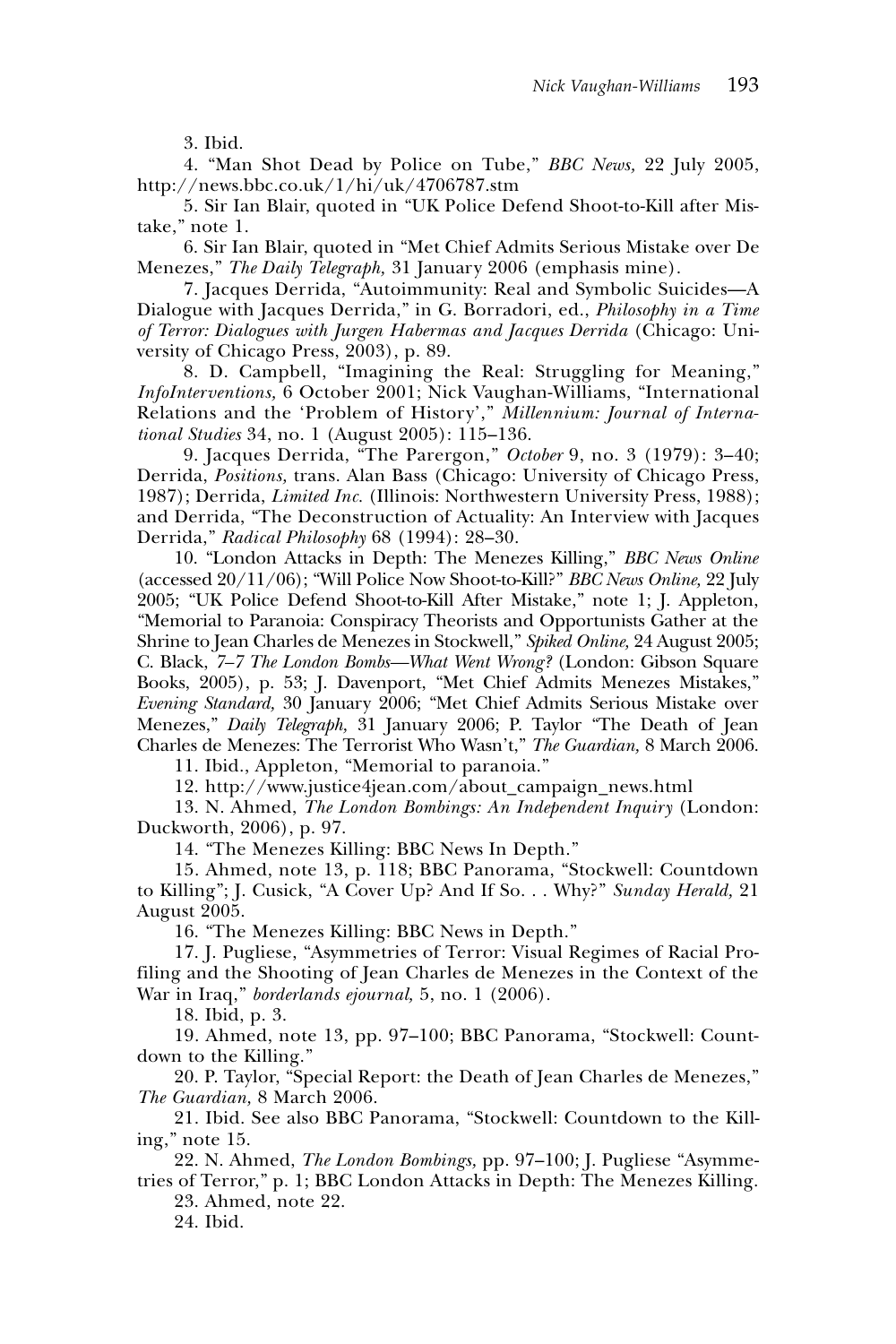3. Ibid.

4. "Man Shot Dead by Police on Tube," *BBC News,* 22 July 2005, http://news.bbc.co.uk/1/hi/uk/4706787.stm

5. Sir Ian Blair, quoted in "UK Police Defend Shoot-to-Kill after Mistake," note 1.

6. Sir Ian Blair, quoted in "Met Chief Admits Serious Mistake over De Menezes," *The Daily Telegraph,* 31 January 2006 (emphasis mine).

7. Jacques Derrida, "Autoimmunity: Real and Symbolic Suicides—A Dialogue with Jacques Derrida," in G. Borradori, ed., *Philosophy in a Time of Terror: Dialogues with Jurgen Habermas and Jacques Derrida* (Chicago: University of Chicago Press, 2003), p. 89.

8. D. Campbell, "Imagining the Real: Struggling for Meaning," *InfoInterventions,* 6 October 2001; Nick Vaughan-Williams, "International Relations and the 'Problem of History'," *Millennium: Journal of International Studies* 34, no. 1 (August 2005): 115–136.

9. Jacques Derrida, "The Parergon," *October* 9, no. 3 (1979): 3–40; Derrida, *Positions,* trans. Alan Bass (Chicago: University of Chicago Press, 1987); Derrida, *Limited Inc.* (Illinois: Northwestern University Press, 1988); and Derrida, "The Deconstruction of Actuality: An Interview with Jacques Derrida," *Radical Philosophy* 68 (1994): 28–30.

10. "London Attacks in Depth: The Menezes Killing," *BBC News Online* (accessed 20/11/06); "Will Police Now Shoot-to-Kill?" *BBC News Online,* 22 July 2005; "UK Police Defend Shoot-to-Kill After Mistake," note 1; J. Appleton, "Memorial to Paranoia: Conspiracy Theorists and Opportunists Gather at the Shrine to Jean Charles de Menezes in Stockwell," *Spiked Online,* 24 August 2005; C. Black, *7–7 The London Bombs—What Went Wrong?* (London: Gibson Square Books, 2005), p. 53; J. Davenport, "Met Chief Admits Menezes Mistakes," *Evening Standard,* 30 January 2006; "Met Chief Admits Serious Mistake over Menezes," *Daily Telegraph,* 31 January 2006; P. Taylor "The Death of Jean Charles de Menezes: The Terrorist Who Wasn't," *The Guardian,* 8 March 2006.

11. Ibid., Appleton, "Memorial to paranoia."

12. http://www.justice4jean.com/about_campaign_news.html

13. N. Ahmed, *The London Bombings: An Independent Inquiry* (London: Duckworth, 2006), p. 97.

14. "The Menezes Killing: BBC News In Depth."

15. Ahmed, note 13, p. 118; BBC Panorama, "Stockwell: Countdown to Killing"; J. Cusick, "A Cover Up? And If So. . . Why?" *Sunday Herald,* 21 August 2005.

16. "The Menezes Killing: BBC News in Depth."

17. J. Pugliese, "Asymmetries of Terror: Visual Regimes of Racial Profiling and the Shooting of Jean Charles de Menezes in the Context of the War in Iraq," *borderlands ejournal,* 5, no. 1 (2006).

18. Ibid, p. 3.

19. Ahmed, note 13, pp. 97–100; BBC Panorama, "Stockwell: Countdown to the Killing."

20. P. Taylor, "Special Report: the Death of Jean Charles de Menezes," *The Guardian,* 8 March 2006.

21. Ibid. See also BBC Panorama, "Stockwell: Countdown to the Killing," note 15.

22. N. Ahmed, *The London Bombings,* pp. 97–100; J. Pugliese "Asymmetries of Terror," p. 1; BBC London Attacks in Depth: The Menezes Killing.

23. Ahmed, note 22.

24. Ibid.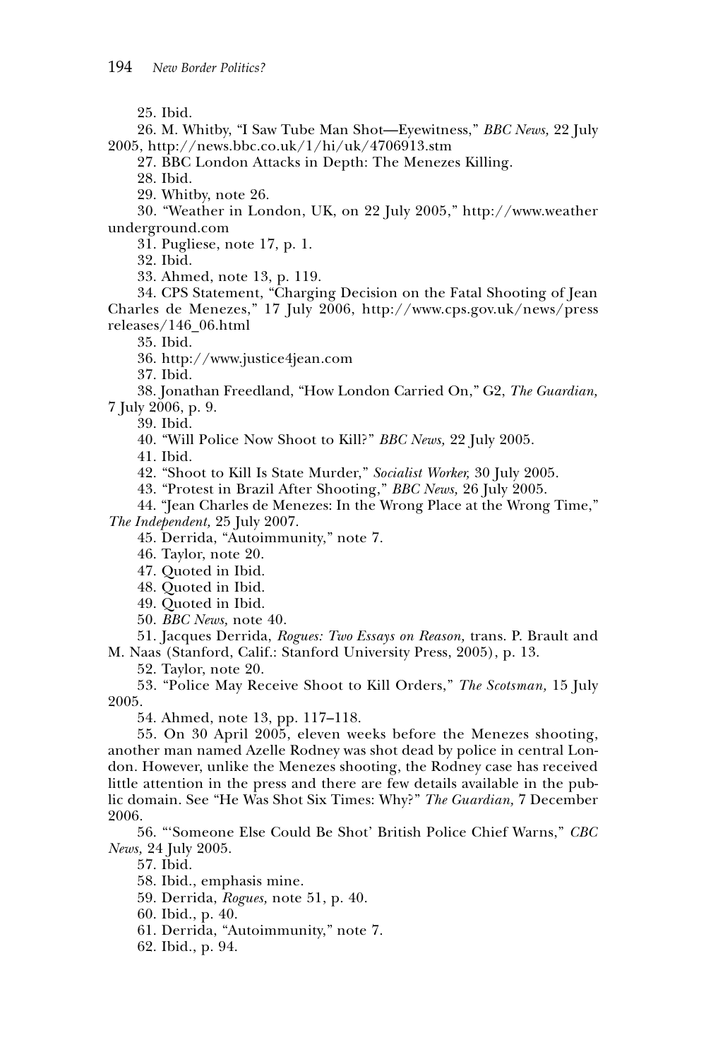25. Ibid.

26. M. Whitby, "I Saw Tube Man Shot—Eyewitness," *BBC News,* 22 July 2005, http://news.bbc.co.uk/1/hi/uk/4706913.stm

27. BBC London Attacks in Depth: The Menezes Killing.

28. Ibid.

29. Whitby, note 26.

30. "Weather in London, UK, on 22 July 2005," http://www.weatherunderground.com

31. Pugliese, note 17, p. 1.

32. Ibid.

33. Ahmed, note 13, p. 119.

34. CPS Statement, "Charging Decision on the Fatal Shooting of Jean Charles de Menezes," 17 July 2006, http://www.cps.gov.uk/news/pressreleases/146_06.html

35. Ibid.

36. http://www.justice4jean.com

37. Ibid.

38. Jonathan Freedland, "How London Carried On," G2, *The Guardian,* 7 July 2006, p. 9.

39. Ibid.

40. "Will Police Now Shoot to Kill?" *BBC News,* 22 July 2005.

41. Ibid.

42. "Shoot to Kill Is State Murder," *Socialist Worker,* 30 July 2005.

43. "Protest in Brazil After Shooting," *BBC News,* 26 July 2005.

44. "Jean Charles de Menezes: In the Wrong Place at the Wrong Time," *The Independent,* 25 July 2007.

45. Derrida, "Autoimmunity," note 7.

46. Taylor, note 20.

47. Quoted in Ibid.

48. Quoted in Ibid.

49. Quoted in Ibid.

50. *BBC News,* note 40.

51. Jacques Derrida, *Rogues: Two Essays on Reason,* trans. P. Brault and M. Naas (Stanford, Calif.: Stanford University Press, 2005), p. 13.

52. Taylor, note 20.

53. "Police May Receive Shoot to Kill Orders," *The Scotsman,* 15 July 2005.

54. Ahmed, note 13, pp. 117–118.

55. On 30 April 2005, eleven weeks before the Menezes shooting, another man named Azelle Rodney was shot dead by police in central London. However, unlike the Menezes shooting, the Rodney case has received little attention in the press and there are few details available in the public domain. See "He Was Shot Six Times: Why?" *The Guardian,* 7 December 2006.

56. "'Someone Else Could Be Shot' British Police Chief Warns," *CBC News,* 24 July 2005.

57. Ibid.

58. Ibid., emphasis mine.

59. Derrida, *Rogues,* note 51, p. 40.

60. Ibid., p. 40.

61. Derrida, "Autoimmunity," note 7.

62. Ibid., p. 94.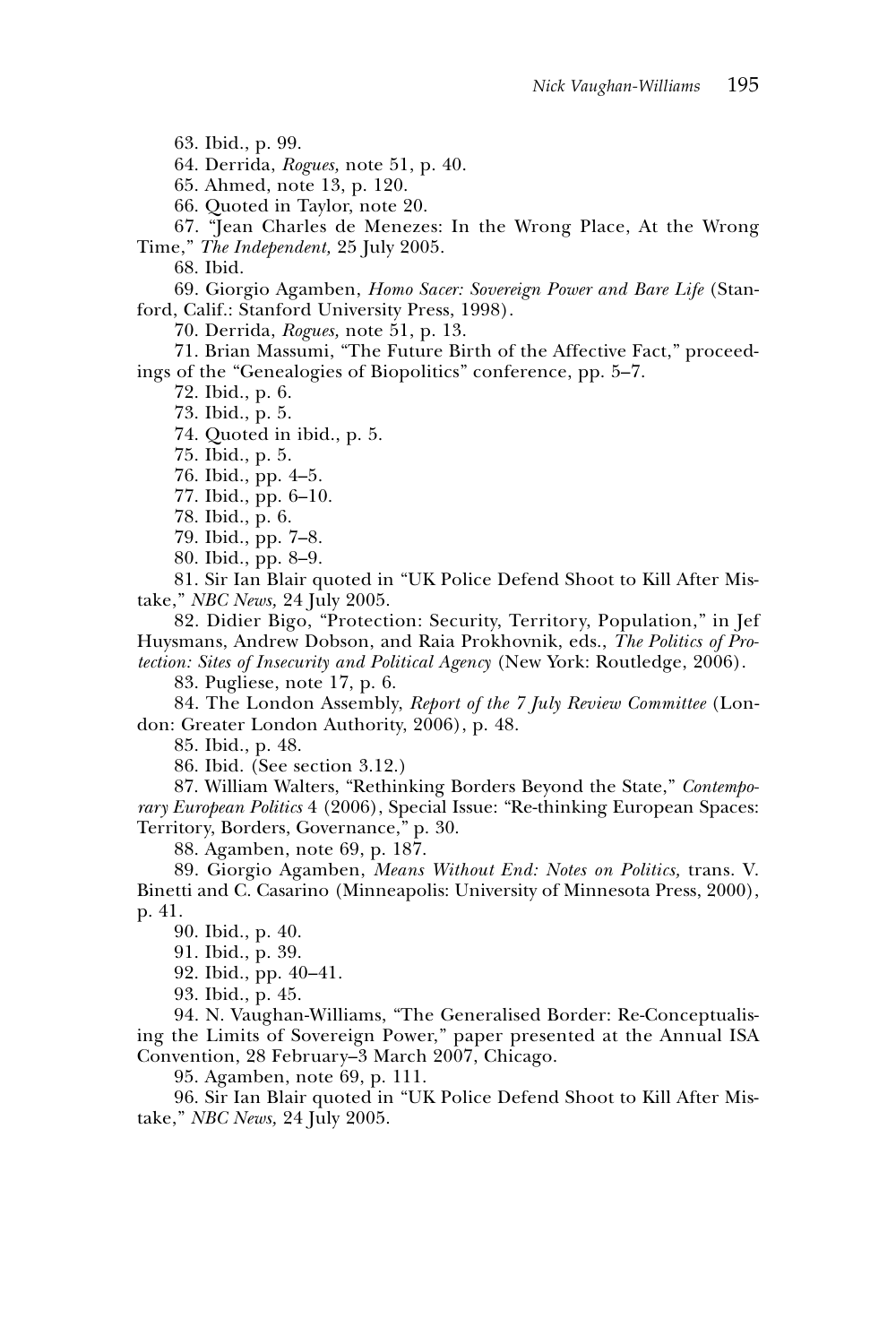63. Ibid., p. 99.

64. Derrida, *Rogues,* note 51, p. 40.

65. Ahmed, note 13, p. 120.

66. Quoted in Taylor, note 20.

67. "Jean Charles de Menezes: In the Wrong Place, At the Wrong Time," *The Independent,* 25 July 2005.

68. Ibid.

69. Giorgio Agamben, *Homo Sacer: Sovereign Power and Bare Life* (Stanford, Calif.: Stanford University Press, 1998).

70. Derrida, *Rogues,* note 51, p. 13.

71. Brian Massumi, "The Future Birth of the Affective Fact," proceedings of the "Genealogies of Biopolitics" conference, pp. 5–7.

72. Ibid., p. 6.

73. Ibid., p. 5.

74. Quoted in ibid., p. 5.

75. Ibid., p. 5.

76. Ibid., pp. 4–5.

77. Ibid., pp. 6–10.

78. Ibid., p. 6.

79. Ibid., pp. 7–8.

80. Ibid., pp. 8–9.

81. Sir Ian Blair quoted in "UK Police Defend Shoot to Kill After Mistake," *NBC News,* 24 July 2005.

82. Didier Bigo, "Protection: Security, Territory, Population," in Jef Huysmans, Andrew Dobson, and Raia Prokhovnik, eds., *The Politics of Protection: Sites of Insecurity and Political Agency* (New York: Routledge, 2006).

83. Pugliese, note 17, p. 6.

84. The London Assembly, *Report of the 7 July Review Committee* (London: Greater London Authority, 2006), p. 48.

85. Ibid., p. 48.

86. Ibid. (See section 3.12.)

87. William Walters, "Rethinking Borders Beyond the State," *Contemporary European Politics* 4 (2006), Special Issue: "Re-thinking European Spaces: Territory, Borders, Governance," p. 30.

88. Agamben, note 69, p. 187.

89. Giorgio Agamben, *Means Without End: Notes on Politics,* trans. V. Binetti and C. Casarino (Minneapolis: University of Minnesota Press, 2000), p. 41.

90. Ibid., p. 40.

91. Ibid., p. 39.

92. Ibid., pp. 40–41.

93. Ibid., p. 45.

94. N. Vaughan-Williams, "The Generalised Border: Re-Conceptualising the Limits of Sovereign Power," paper presented at the Annual ISA Convention, 28 February–3 March 2007, Chicago.

95. Agamben, note 69, p. 111.

96. Sir Ian Blair quoted in "UK Police Defend Shoot to Kill After Mistake," *NBC News,* 24 July 2005.